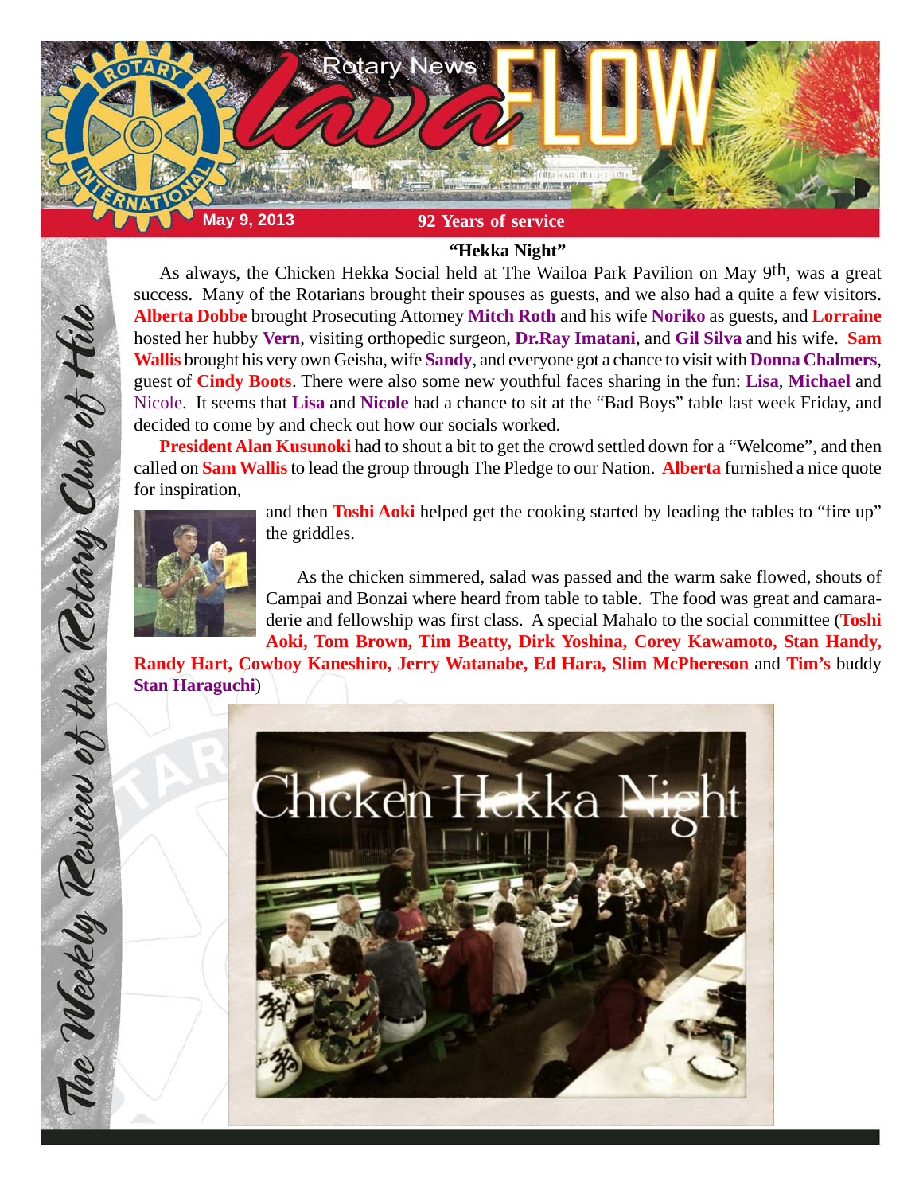# Rotary News lava FLOW

**May 9, 2013** **92 Years of service**

The Weekly Review of the Rotary Club of Hilo

## "Hekka Night"

As always, the Chicken Hekka Social held at The Wailoa Park Pavilion on May 9th, was a great success. Many of the Rotarians brought their spouses as guests, and we also had a quite a few visitors. **Alberta Dobbe** brought Prosecuting Attorney **Mitch Roth** and his wife **Noriko** as guests, and **Lorraine** hosted her hubby **Vern**, visiting orthopedic surgeon, **Dr.Ray Imatani**, and **Gil Silva** and his wife. **Sam Wallis** brought his very own Geisha, wife **Sandy**, and everyone got a chance to visit with **Donna Chalmers**, guest of **Cindy Boots**. There were also some new youthful faces sharing in the fun: **Lisa**, **Michael** and Nicole. It seems that **Lisa** and **Nicole** had a chance to sit at the "Bad Boys" table last week Friday, and decided to come by and check out how our socials worked.

**President Alan Kusunoki** had to shout a bit to get the crowd settled down for a "Welcome", and then called on **Sam Wallis** to lead the group through The Pledge to our Nation. **Alberta** furnished a nice quote for inspiration, and then **Toshi Aoki** helped get the cooking started by leading the tables to "fire up" the griddles.

As the chicken simmered, salad was passed and the warm sake flowed, shouts of Campai and Bonzai where heard from table to table. The food was great and camaraderie and fellowship was first class. A special Mahalo to the social committee (**Toshi Aoki, Tom Brown, Tim Beatty, Dirk Yoshina, Corey Kawamoto, Stan Handy, Randy Hart, Cowboy Kaneshiro, Jerry Watanabe, Ed Hara, Slim McPhereson** and **Tim's** buddy **Stan Haraguchi**)

Chicken Hekka Night